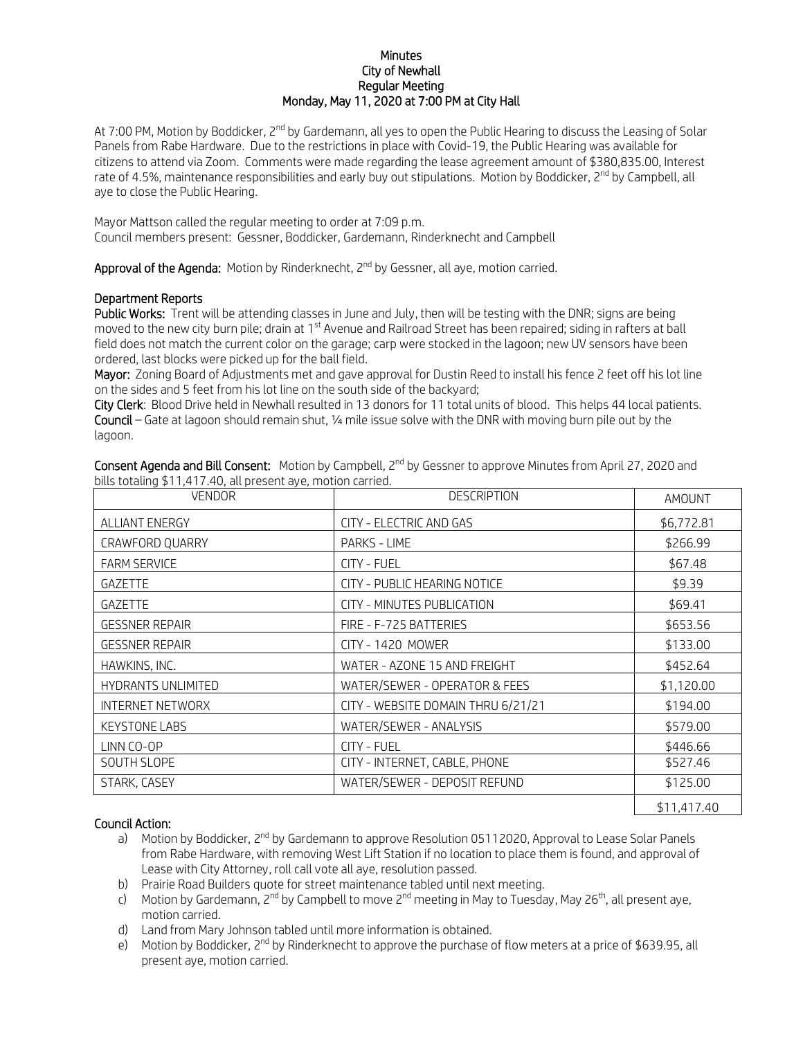# Minutes
## City of Newhall
## Regular Meeting
## Monday, May 11, 2020 at 7:00 PM at City Hall

At 7:00 PM, Motion by Boddicker, 2nd by Gardemann, all yes to open the Public Hearing to discuss the Leasing of Solar Panels from Rabe Hardware. Due to the restrictions in place with Covid-19, the Public Hearing was available for citizens to attend via Zoom. Comments were made regarding the lease agreement amount of $380,835.00, Interest rate of 4.5%, maintenance responsibilities and early buy out stipulations. Motion by Boddicker, 2nd by Campbell, all aye to close the Public Hearing.

Mayor Mattson called the regular meeting to order at 7:09 p.m.
Council members present: Gessner, Boddicker, Gardemann, Rinderknecht and Campbell

**Approval of the Agenda:** Motion by Rinderknecht, 2nd by Gessner, all aye, motion carried.

**Department Reports**

**Public Works:** Trent will be attending classes in June and July, then will be testing with the DNR; signs are being moved to the new city burn pile; drain at 1st Avenue and Railroad Street has been repaired; siding in rafters at ball field does not match the current color on the garage; carp were stocked in the lagoon; new UV sensors have been ordered, last blocks were picked up for the ball field.

**Mayor:** Zoning Board of Adjustments met and gave approval for Dustin Reed to install his fence 2 feet off his lot line on the sides and 5 feet from his lot line on the south side of the backyard;

**City Clerk**: Blood Drive held in Newhall resulted in 13 donors for 11 total units of blood. This helps 44 local patients.

**Council** – Gate at lagoon should remain shut, ¼ mile issue solve with the DNR with moving burn pile out by the lagoon.

**Consent Agenda and Bill Consent:** Motion by Campbell, 2nd by Gessner to approve Minutes from April 27, 2020 and bills totaling $11,417.40, all present aye, motion carried.

| VENDOR | DESCRIPTION | AMOUNT |
|---|---|---|
| ALLIANT ENERGY | CITY - ELECTRIC AND GAS | $6,772.81 |
| CRAWFORD QUARRY | PARKS - LIME | $266.99 |
| FARM SERVICE | CITY - FUEL | $67.48 |
| GAZETTE | CITY - PUBLIC HEARING NOTICE | $9.39 |
| GAZETTE | CITY - MINUTES PUBLICATION | $69.41 |
| GESSNER REPAIR | FIRE - F-725 BATTERIES | $653.56 |
| GESSNER REPAIR | CITY - 1420 MOWER | $133.00 |
| HAWKINS, INC. | WATER - AZONE 15 AND FREIGHT | $452.64 |
| HYDRANTS UNLIMITED | WATER/SEWER - OPERATOR & FEES | $1,120.00 |
| INTERNET NETWORX | CITY - WEBSITE DOMAIN THRU 6/21/21 | $194.00 |
| KEYSTONE LABS | WATER/SEWER - ANALYSIS | $579.00 |
| LINN CO-OP | CITY - FUEL | $446.66 |
| SOUTH SLOPE | CITY - INTERNET, CABLE, PHONE | $527.46 |
| STARK, CASEY | WATER/SEWER - DEPOSIT REFUND | $125.00 |
| | | $11,417.40 |

**Council Action:**

a) Motion by Boddicker, 2nd by Gardemann to approve Resolution 05112020, Approval to Lease Solar Panels from Rabe Hardware, with removing West Lift Station if no location to place them is found, and approval of Lease with City Attorney, roll call vote all aye, resolution passed.
b) Prairie Road Builders quote for street maintenance tabled until next meeting.
c) Motion by Gardemann, 2nd by Campbell to move 2nd meeting in May to Tuesday, May 26th, all present aye, motion carried.
d) Land from Mary Johnson tabled until more information is obtained.
e) Motion by Boddicker, 2nd by Rinderknecht to approve the purchase of flow meters at a price of $639.95, all present aye, motion carried.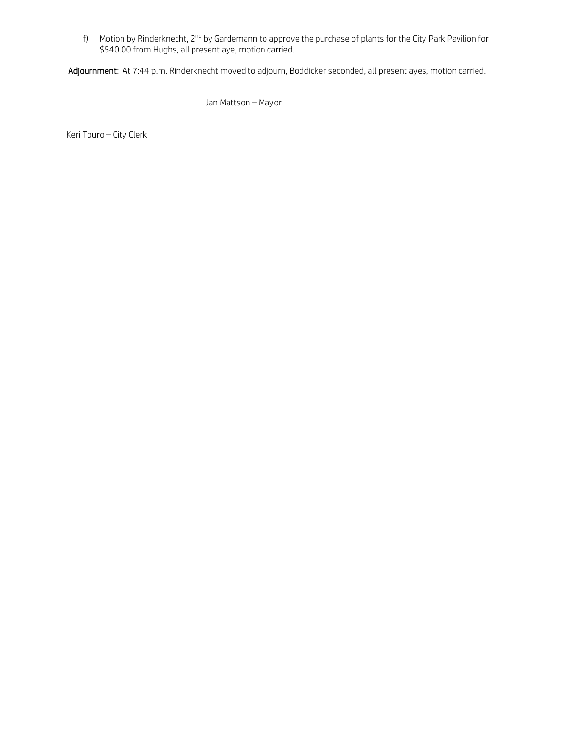f) Motion by Rinderknecht, 2nd by Gardemann to approve the purchase of plants for the City Park Pavilion for $540.00 from Hughs, all present aye, motion carried.

**Adjournment**: At 7:44 p.m. Rinderknecht moved to adjourn, Boddicker seconded, all present ayes, motion carried.

\_\_\_\_\_\_\_\_\_\_\_\_\_\_\_\_\_\_\_\_\_\_\_\_\_\_\_\_\_\_\_\_\_\_\_\_\_\_\_\_
Jan Mattson – Mayor

\_\_\_\_\_\_\_\_\_\_\_\_\_\_\_\_\_\_\_\_\_\_\_\_\_\_\_\_\_\_\_\_\_\_\_\_\_\_\_\_
Keri Touro – City Clerk